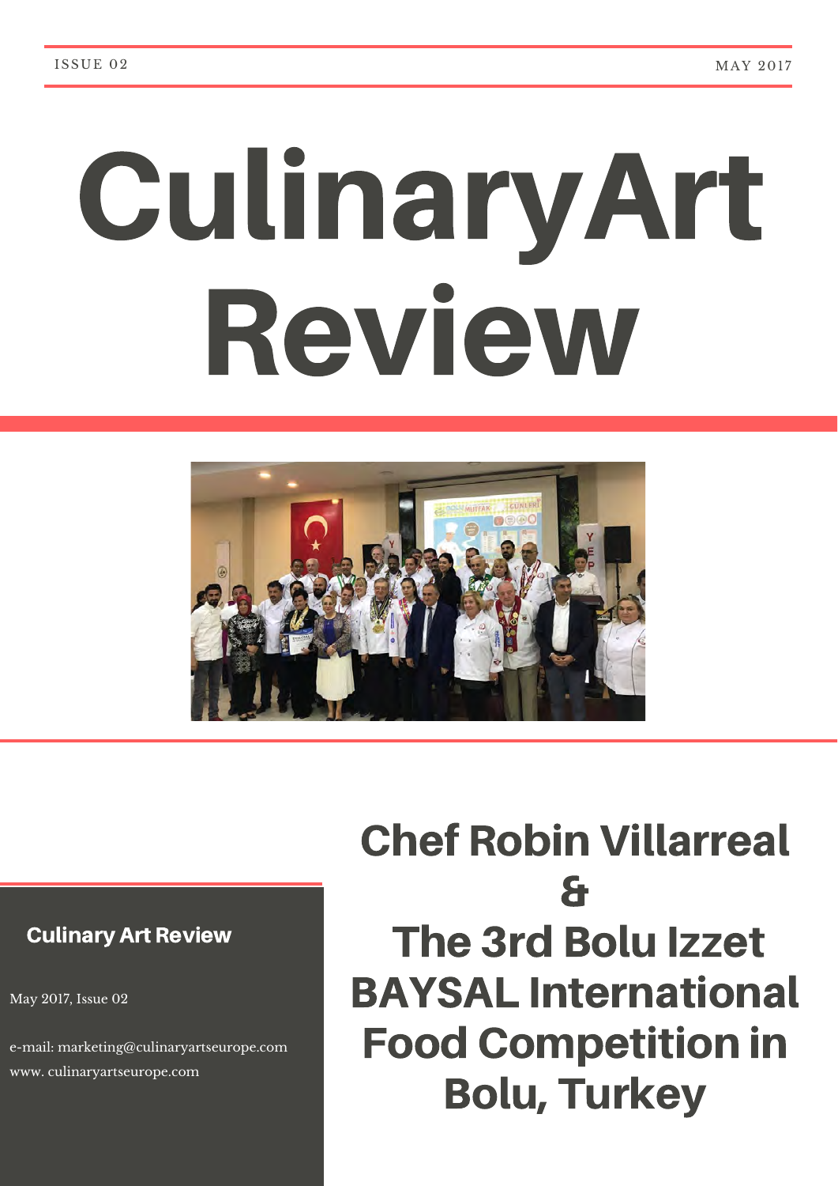ISSUE 02 MAY 2017

# CulinaryArt Review

## Chef Robin Villarreal & The 3rd Bolu Izzet BAYSAL International Food Competition in Bolu, Turkey

**Culinary Art Review**

May 2017, Issue 02

e-mail: marketing@culinaryartseurope.com
www. culinaryartseurope.com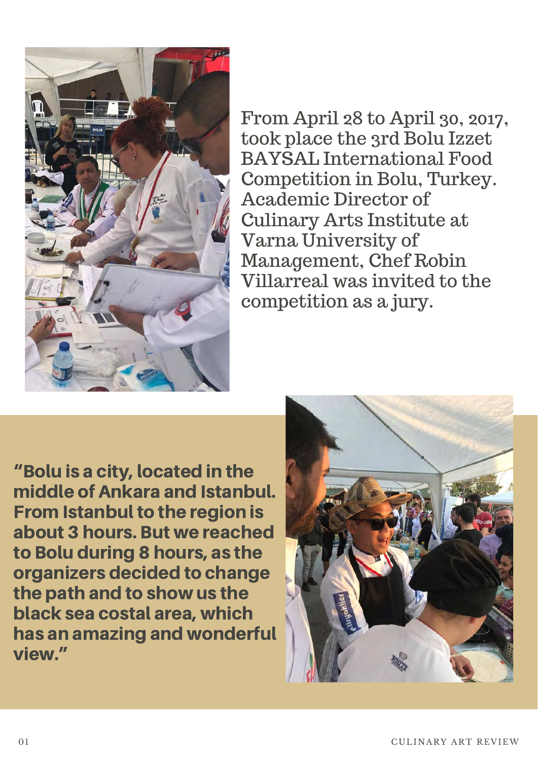From April 28 to April 30, 2017, took place the 3rd Bolu Izzet BAYSAL International Food Competition in Bolu, Turkey. Academic Director of Culinary Arts Institute at Varna University of Management, Chef Robin Villarreal was invited to the competition as a jury.

**"Bolu is a city, located in the middle of Ankara and Istanbul. From Istanbul to the region is about 3 hours. But we reached to Bolu during 8 hours, as the organizers decided to change the path and to show us the black sea costal area, which has an amazing and wonderful view."**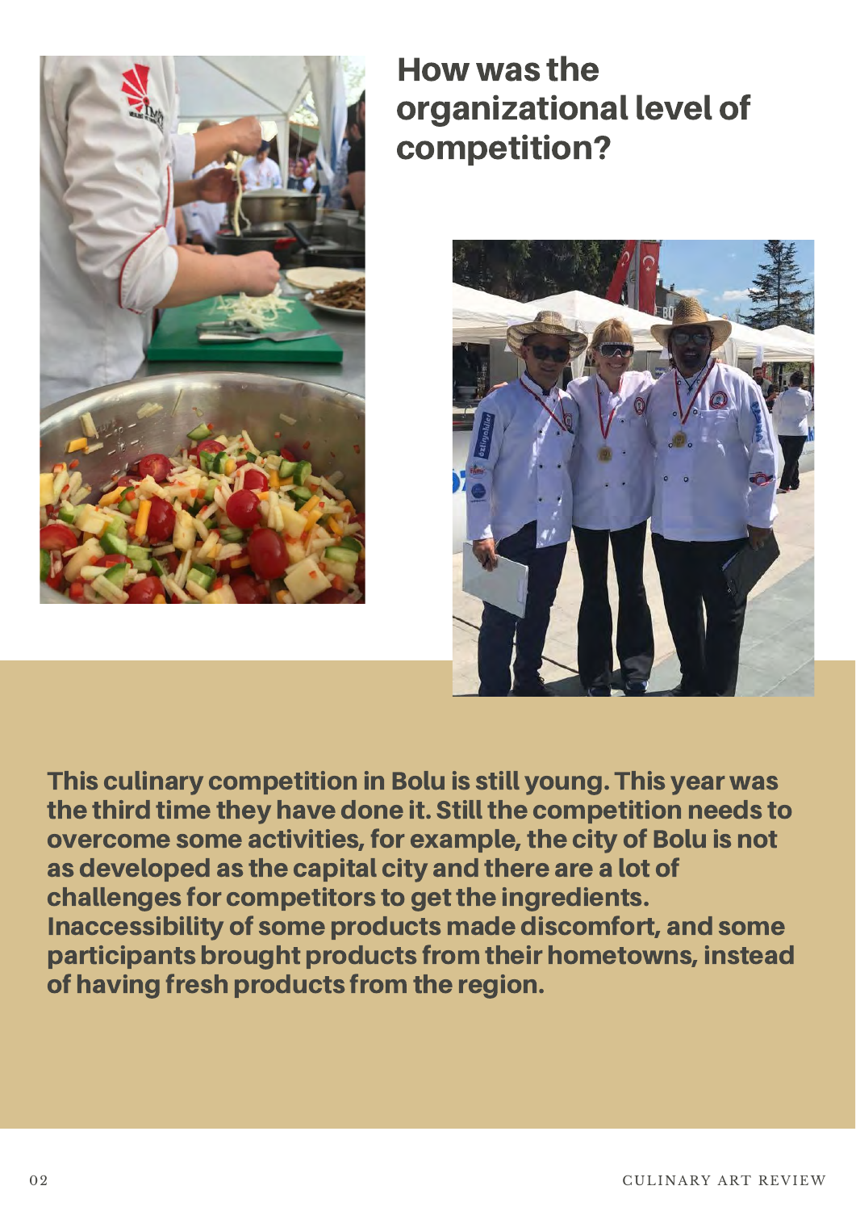## How was the organizational level of competition?

**This culinary competition in Bolu is still young. This year was the third time they have done it. Still the competition needs to overcome some activities, for example, the city of Bolu is not as developed as the capital city and there are a lot of challenges for competitors to get the ingredients. Inaccessibility of some products made discomfort, and some participants brought products from their hometowns, instead of having fresh products from the region.**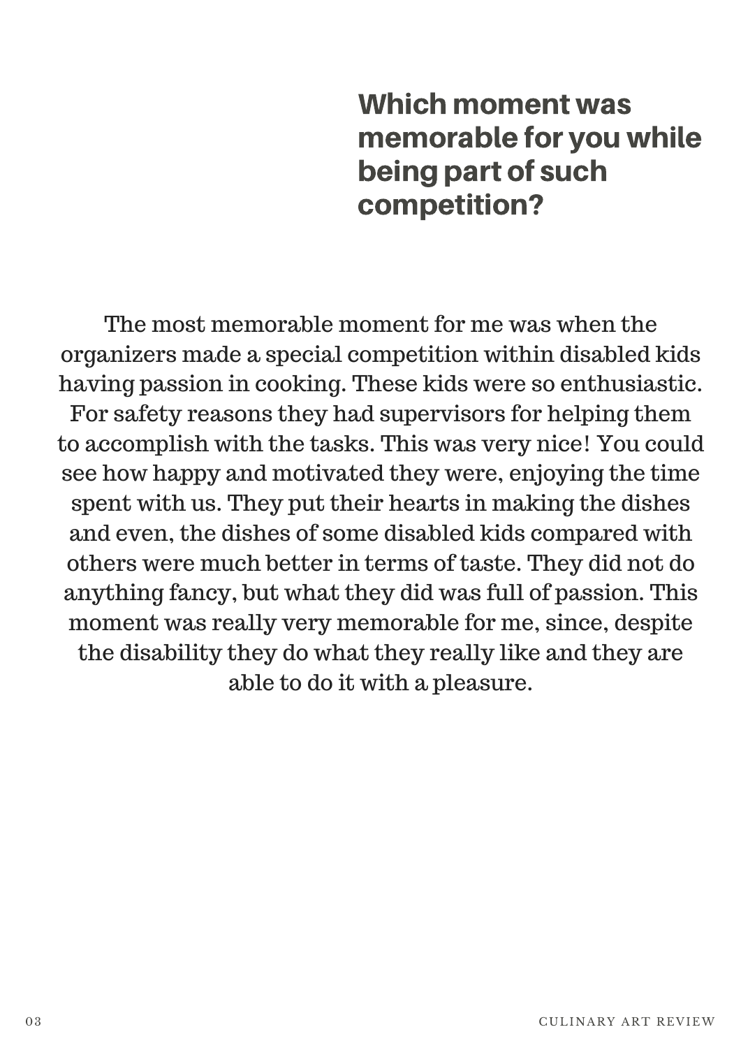## Which moment was memorable for you while being part of such competition?

The most memorable moment for me was when the organizers made a special competition within disabled kids having passion in cooking. These kids were so enthusiastic. For safety reasons they had supervisors for helping them to accomplish with the tasks. This was very nice! You could see how happy and motivated they were, enjoying the time spent with us. They put their hearts in making the dishes and even, the dishes of some disabled kids compared with others were much better in terms of taste. They did not do anything fancy, but what they did was full of passion. This moment was really very memorable for me, since, despite the disability they do what they really like and they are able to do it with a pleasure.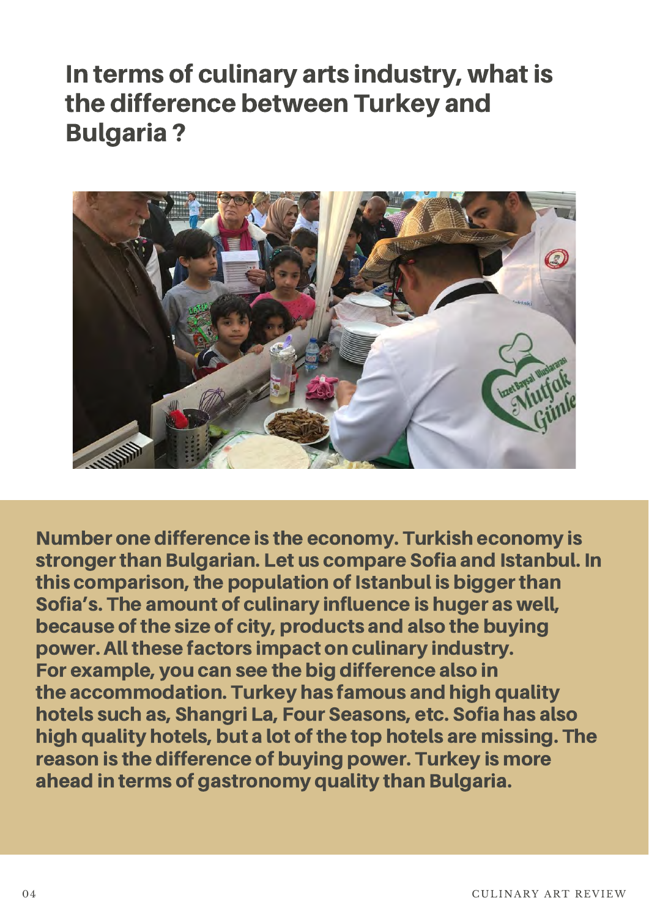# In terms of culinary arts industry, what is the difference between Turkey and Bulgaria ?

**Number one difference is the economy. Turkish economy is stronger than Bulgarian. Let us compare Sofia and Istanbul. In this comparison, the population of Istanbul is bigger than Sofia's. The amount of culinary influence is huger as well, because of the size of city, products and also the buying power. All these factors impact on culinary industry. For example, you can see the big difference also in the accommodation. Turkey has famous and high quality hotels such as, Shangri La, Four Seasons, etc. Sofia has also high quality hotels, but a lot of the top hotels are missing. The reason is the difference of buying power. Turkey is more ahead in terms of gastronomy quality than Bulgaria.**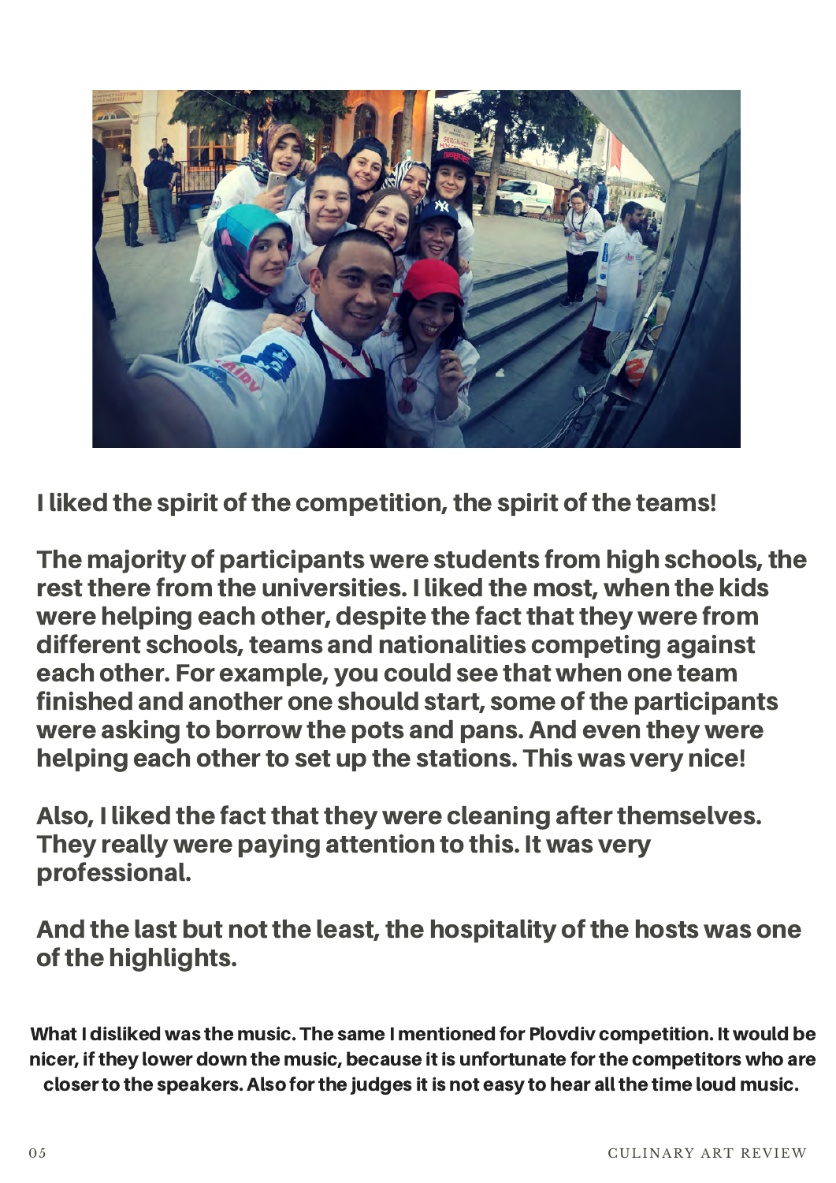I liked the spirit of the competition, the spirit of the teams!

The majority of participants were students from high schools, the rest there from the universities. I liked the most, when the kids were helping each other, despite the fact that they were from different schools, teams and nationalities competing against each other. For example, you could see that when one team finished and another one should start, some of the participants were asking to borrow the pots and pans. And even they were helping each other to set up the stations. This was very nice!

Also, I liked the fact that they were cleaning after themselves. They really were paying attention to this. It was very professional.

And the last but not the least, the hospitality of the hosts was one of the highlights.

**What I disliked was the music. The same I mentioned for Plovdiv competition. It would be nicer, if they lower down the music, because it is unfortunate for the competitors who are closer to the speakers. Also for the judges it is not easy to hear all the time loud music.**